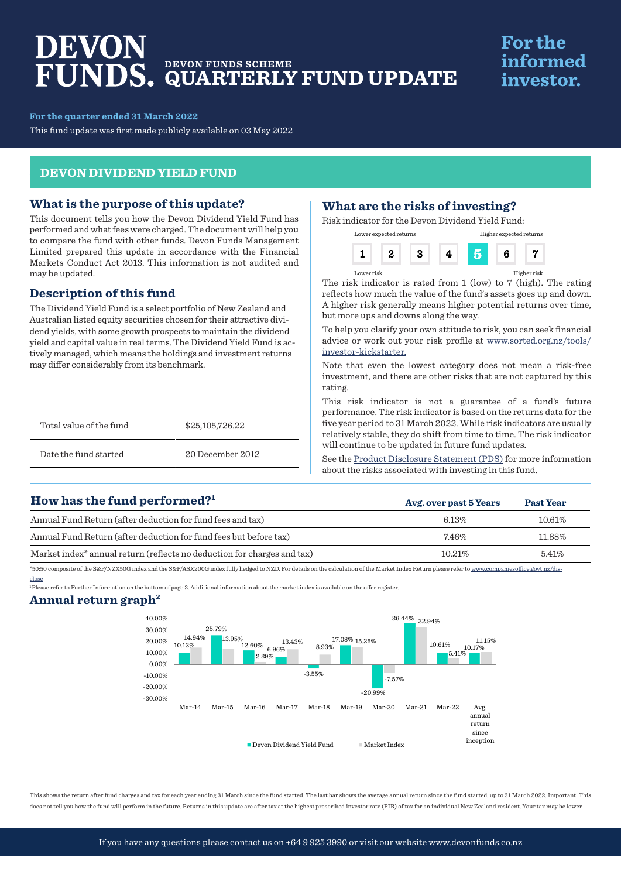# DEVON FUNDS. DEVON FUNDS SCHEME QUARTERLY FUND UPDATE

**For the informed investor.**

**For the quarter ended 31 March 2022**

This fund update was first made publicly available on 03 May 2022

## DEVON DIVIDEND YIELD FUND

## What is the purpose of this update?

This document tells you how the Devon Dividend Yield Fund has performed and what fees were charged. The document will help you to compare the fund with other funds. Devon Funds Management Limited prepared this update in accordance with the Financial Markets Conduct Act 2013. This information is not audited and may be updated.

## Description of this fund

The Dividend Yield Fund is a select portfolio of New Zealand and Australian listed equity securities chosen for their attractive dividend yields, with some growth prospects to maintain the dividend yield and capital value in real terms. The Dividend Yield Fund is actively managed, which means the holdings and investment returns may differ considerably from its benchmark.

| | |
|---|---|
| Total value of the fund | $25,105,726.22 |
| Date the fund started | 20 December 2012 |

## What are the risks of investing?

Risk indicator for the Devon Dividend Yield Fund:

Lower expected returns — Higher expected returns

| 1 | 2 | 3 | 4 | **5** | 6 | 7 |
|---|---|---|---|---|---|---|

Lower risk — Higher risk

The risk indicator is rated from 1 (low) to 7 (high). The rating reflects how much the value of the fund's assets goes up and down. A higher risk generally means higher potential returns over time, but more ups and downs along the way.

To help you clarify your own attitude to risk, you can seek financial advice or work out your risk profile at www.sorted.org.nz/tools/investor-kickstarter.

Note that even the lowest category does not mean a risk-free investment, and there are other risks that are not captured by this rating.

This risk indicator is not a guarantee of a fund's future performance. The risk indicator is based on the returns data for the five year period to 31 March 2022. While risk indicators are usually relatively stable, they do shift from time to time. The risk indicator will continue to be updated in future fund updates.

See the Product Disclosure Statement (PDS) for more information about the risks associated with investing in this fund.

## How has the fund performed?[1]

| | Avg. over past 5 Years | Past Year |
|---|---|---|
| Annual Fund Return (after deduction for fund fees and tax) | 6.13% | 10.61% |
| Annual Fund Return (after deduction for fund fees but before tax) | 7.46% | 11.88% |
| Market index* annual return (reflects no deduction for charges and tax) | 10.21% | 5.41% |

*50:50 composite of the S&P/NZX50G index and the S&P/ASX200G index fully hedged to NZD. For details on the calculation of the Market Index Return please refer to www.companiesoffice.govt.nz/disclose

[1]Please refer to Further Information on the bottom of page 2. Additional information about the market index is available on the offer register.

## Annual return graph[2]

| | Devon Dividend Yield Fund | Market Index |
|---|---|---|
| Mar-14 | 10.12% | 14.94% |
| Mar-15 | 25.79% | 13.95% |
| Mar-16 | 12.60% | 2.39% |
| Mar-17 | 6.96% | 13.43% |
| Mar-18 | -3.55% | 8.93% |
| Mar-19 | 17.08% | 15.25% |
| Mar-20 | -20.99% | -7.57% |
| Mar-21 | 36.44% | 32.94% |
| Mar-22 | 10.61% | 5.41% |
| Avg. annual return since inception | 10.17% | 11.15% |

This shows the return after fund charges and tax for each year ending 31 March since the fund started. The last bar shows the average annual return since the fund started, up to 31 March 2022. Important: This does not tell you how the fund will perform in the future. Returns in this update are after tax at the highest prescribed investor rate (PIR) of tax for an individual New Zealand resident. Your tax may be lower.

If you have any questions please contact us on +64 9 925 3990 or visit our website www.devonfunds.co.nz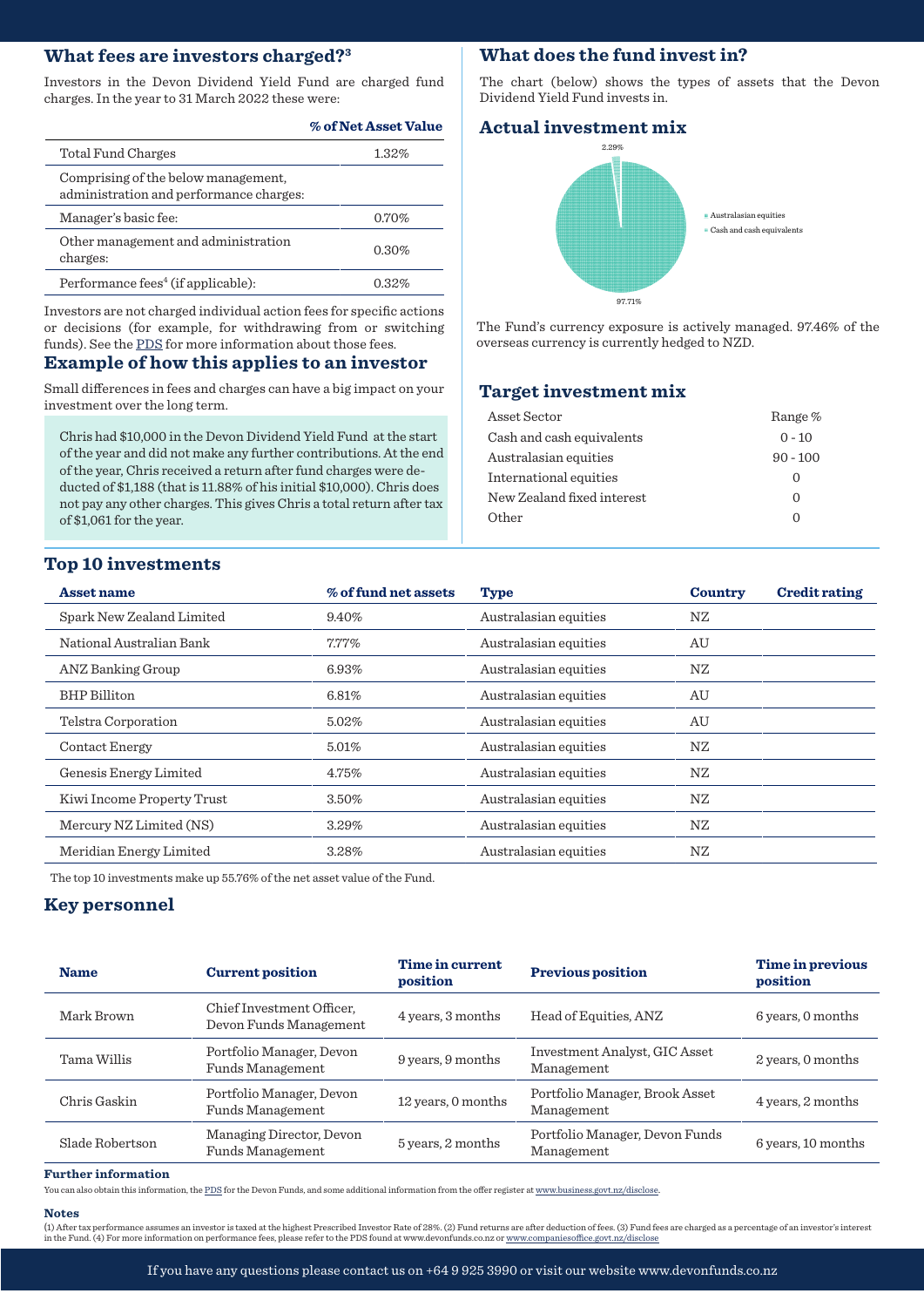## What fees are investors charged?[3]

Investors in the Devon Dividend Yield Fund are charged fund charges. In the year to 31 March 2022 these were:

| | % of Net Asset Value |
|---|---|
| Total Fund Charges | 1.32% |
| Comprising of the below management, administration and performance charges: | |
| Manager's basic fee: | 0.70% |
| Other management and administration charges: | 0.30% |
| Performance fees[4] (if applicable): | 0.32% |

Investors are not charged individual action fees for specific actions or decisions (for example, for withdrawing from or switching funds). See the PDS for more information about those fees.

## Example of how this applies to an investor

Small differences in fees and charges can have a big impact on your investment over the long term.

Chris had $10,000 in the Devon Dividend Yield Fund at the start of the year and did not make any further contributions. At the end of the year, Chris received a return after fund charges were deducted of $1,188 (that is 11.88% of his initial $10,000). Chris does not pay any other charges. This gives Chris a total return after tax of $1,061 for the year.

## What does the fund invest in?

The chart (below) shows the types of assets that the Devon Dividend Yield Fund invests in.

### Actual investment mix

2.29%

97.71%

Australasian equities

Cash and cash equivalents

The Fund's currency exposure is actively managed. 97.46% of the overseas currency is currently hedged to NZD.

### Target investment mix

| Asset Sector | Range % |
|---|---|
| Cash and cash equivalents | 0 - 10 |
| Australasian equities | 90 - 100 |
| International equities | 0 |
| New Zealand fixed interest | 0 |
| Other | 0 |

## Top 10 investments

| Asset name | % of fund net assets | Type | Country | Credit rating |
|---|---|---|---|---|
| Spark New Zealand Limited | 9.40% | Australasian equities | NZ | |
| National Australian Bank | 7.77% | Australasian equities | AU | |
| ANZ Banking Group | 6.93% | Australasian equities | NZ | |
| BHP Billiton | 6.81% | Australasian equities | AU | |
| Telstra Corporation | 5.02% | Australasian equities | AU | |
| Contact Energy | 5.01% | Australasian equities | NZ | |
| Genesis Energy Limited | 4.75% | Australasian equities | NZ | |
| Kiwi Income Property Trust | 3.50% | Australasian equities | NZ | |
| Mercury NZ Limited (NS) | 3.29% | Australasian equities | NZ | |
| Meridian Energy Limited | 3.28% | Australasian equities | NZ | |

The top 10 investments make up 55.76% of the net asset value of the Fund.

## Key personnel

| Name | Current position | Time in current position | Previous position | Time in previous position |
|---|---|---|---|---|
| Mark Brown | Chief Investment Officer, Devon Funds Management | 4 years, 3 months | Head of Equities, ANZ | 6 years, 0 months |
| Tama Willis | Portfolio Manager, Devon Funds Management | 9 years, 9 months | Investment Analyst, GIC Asset Management | 2 years, 0 months |
| Chris Gaskin | Portfolio Manager, Devon Funds Management | 12 years, 0 months | Portfolio Manager, Brook Asset Management | 4 years, 2 months |
| Slade Robertson | Managing Director, Devon Funds Management | 5 years, 2 months | Portfolio Manager, Devon Funds Management | 6 years, 10 months |

**Further information**

You can also obtain this information, the PDS for the Devon Funds, and some additional information from the offer register at www.business.govt.nz/disclose.

**Notes**

(1) After tax performance assumes an investor is taxed at the highest Prescribed Investor Rate of 28%. (2) Fund returns are after deduction of fees. (3) Fund fees are charged as a percentage of an investor's interest in the Fund. (4) For more information on performance fees, please refer to the PDS found at www.devonfunds.co.nz or www.companiesoffice.govt.nz/disclose

If you have any questions please contact us on +64 9 925 3990 or visit our website www.devonfunds.co.nz